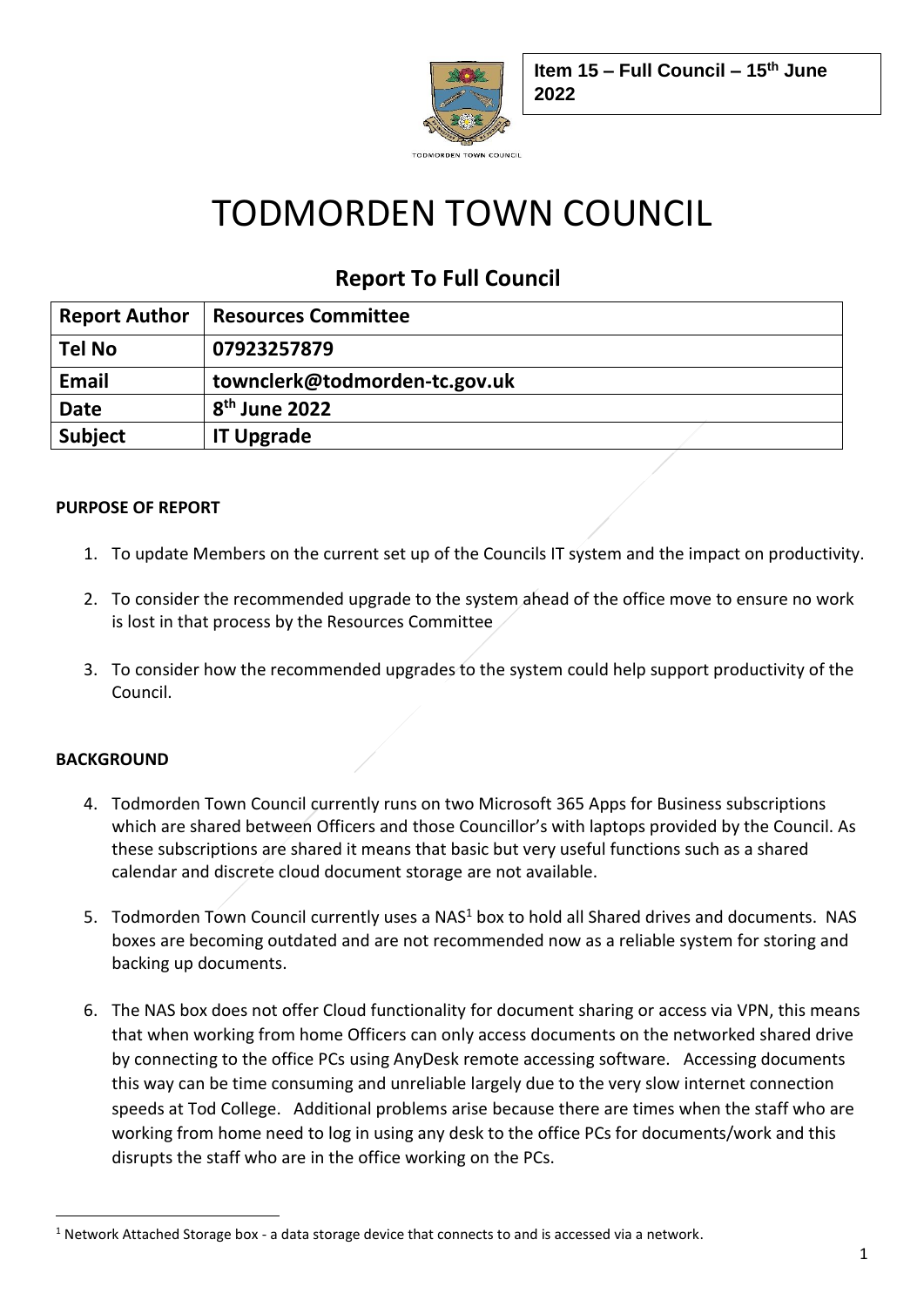**Item 15 – Full Council – 15th June 2022**

TODMORDEN TOWN COUNCIL

# TODMORDEN TOWN COUNCIL

## Report To Full Council

| | |
|---|---|
| **Report Author** | **Resources Committee** |
| **Tel No** | **07923257879** |
| **Email** | **townclerk@todmorden-tc.gov.uk** |
| **Date** | **8th June 2022** |
| **Subject** | **IT Upgrade** |

**PURPOSE OF REPORT**

1. To update Members on the current set up of the Councils IT system and the impact on productivity.

2. To consider the recommended upgrade to the system ahead of the office move to ensure no work is lost in that process by the Resources Committee

3. To consider how the recommended upgrades to the system could help support productivity of the Council.

**BACKGROUND**

4. Todmorden Town Council currently runs on two Microsoft 365 Apps for Business subscriptions which are shared between Officers and those Councillor's with laptops provided by the Council. As these subscriptions are shared it means that basic but very useful functions such as a shared calendar and discrete cloud document storage are not available.

5. Todmorden Town Council currently uses a NAS[1] box to hold all Shared drives and documents. NAS boxes are becoming outdated and are not recommended now as a reliable system for storing and backing up documents.

6. The NAS box does not offer Cloud functionality for document sharing or access via VPN, this means that when working from home Officers can only access documents on the networked shared drive by connecting to the office PCs using AnyDesk remote accessing software. Accessing documents this way can be time consuming and unreliable largely due to the very slow internet connection speeds at Tod College. Additional problems arise because there are times when the staff who are working from home need to log in using any desk to the office PCs for documents/work and this disrupts the staff who are in the office working on the PCs.

[1] Network Attached Storage box - a data storage device that connects to and is accessed via a network.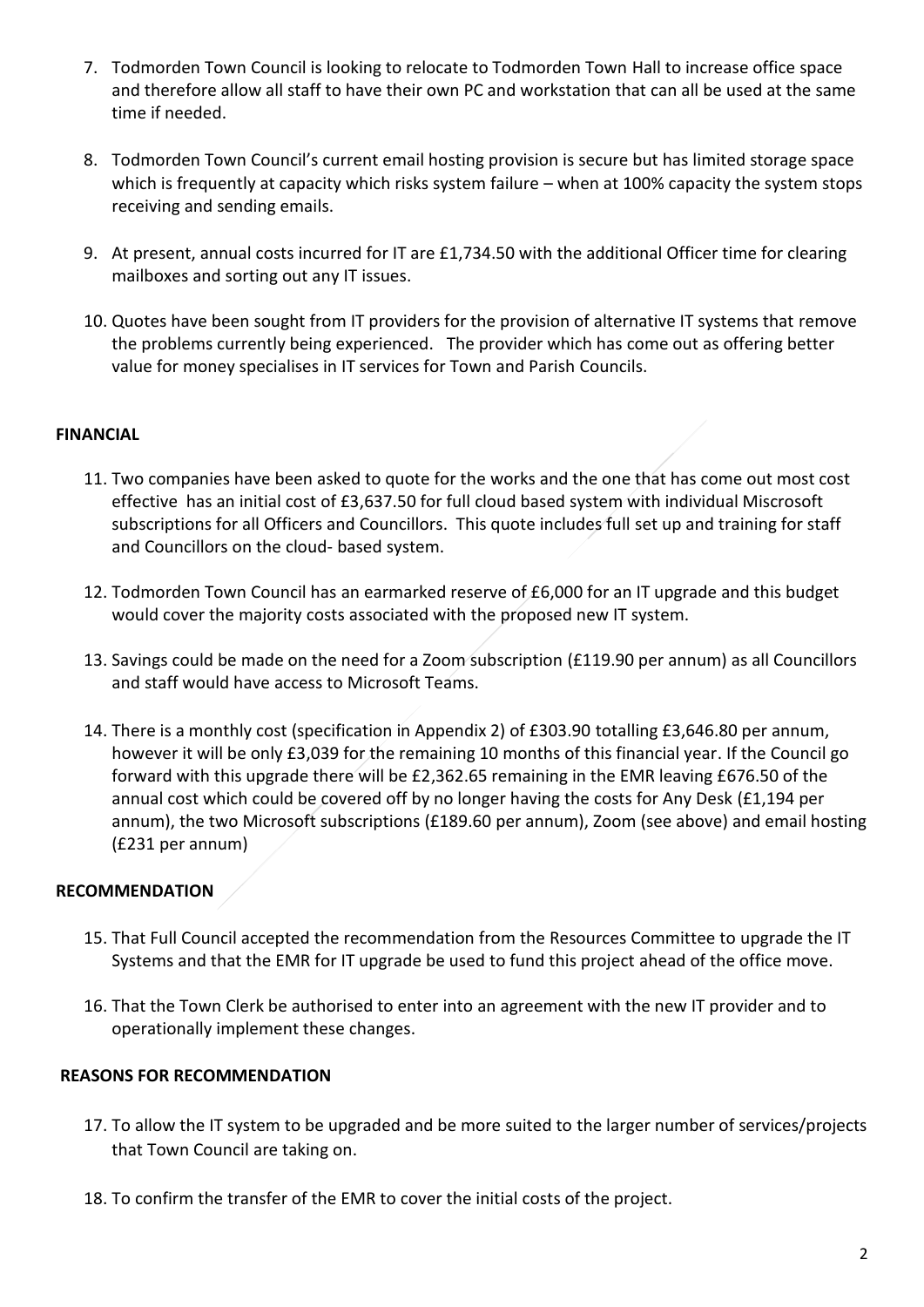7. Todmorden Town Council is looking to relocate to Todmorden Town Hall to increase office space and therefore allow all staff to have their own PC and workstation that can all be used at the same time if needed.

8. Todmorden Town Council's current email hosting provision is secure but has limited storage space which is frequently at capacity which risks system failure – when at 100% capacity the system stops receiving and sending emails.

9. At present, annual costs incurred for IT are £1,734.50 with the additional Officer time for clearing mailboxes and sorting out any IT issues.

10. Quotes have been sought from IT providers for the provision of alternative IT systems that remove the problems currently being experienced. The provider which has come out as offering better value for money specialises in IT services for Town and Parish Councils.

**FINANCIAL**

11. Two companies have been asked to quote for the works and the one that has come out most cost effective has an initial cost of £3,637.50 for full cloud based system with individual Miscrosoft subscriptions for all Officers and Councillors. This quote includes full set up and training for staff and Councillors on the cloud- based system.

12. Todmorden Town Council has an earmarked reserve of £6,000 for an IT upgrade and this budget would cover the majority costs associated with the proposed new IT system.

13. Savings could be made on the need for a Zoom subscription (£119.90 per annum) as all Councillors and staff would have access to Microsoft Teams.

14. There is a monthly cost (specification in Appendix 2) of £303.90 totalling £3,646.80 per annum, however it will be only £3,039 for the remaining 10 months of this financial year. If the Council go forward with this upgrade there will be £2,362.65 remaining in the EMR leaving £676.50 of the annual cost which could be covered off by no longer having the costs for Any Desk (£1,194 per annum), the two Microsoft subscriptions (£189.60 per annum), Zoom (see above) and email hosting (£231 per annum)

**RECOMMENDATION**

15. That Full Council accepted the recommendation from the Resources Committee to upgrade the IT Systems and that the EMR for IT upgrade be used to fund this project ahead of the office move.

16. That the Town Clerk be authorised to enter into an agreement with the new IT provider and to operationally implement these changes.

**REASONS FOR RECOMMENDATION**

17. To allow the IT system to be upgraded and be more suited to the larger number of services/projects that Town Council are taking on.

18. To confirm the transfer of the EMR to cover the initial costs of the project.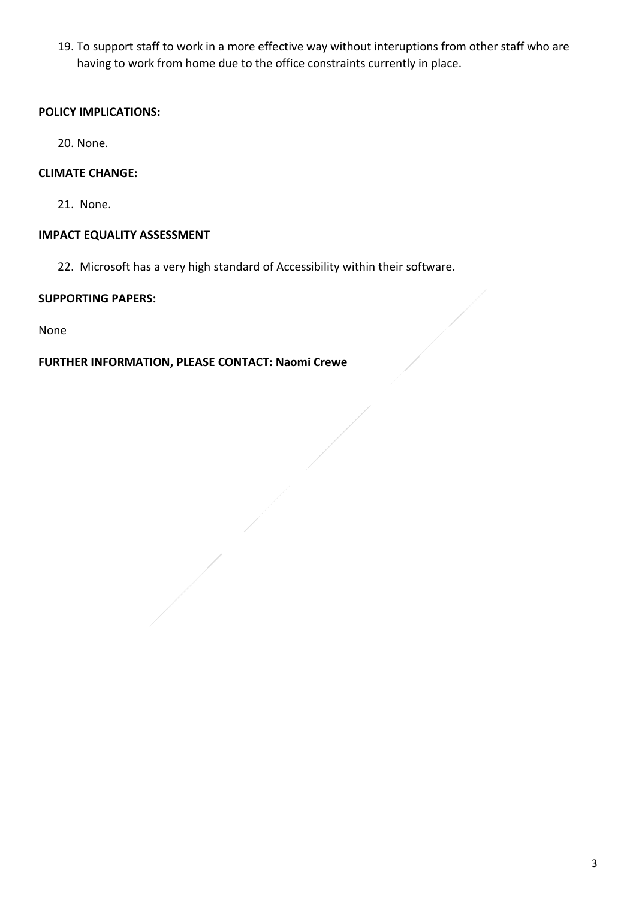19. To support staff to work in a more effective way without interuptions from other staff who are having to work from home due to the office constraints currently in place.

**POLICY IMPLICATIONS:**

20. None.

**CLIMATE CHANGE:**

21. None.

**IMPACT EQUALITY ASSESSMENT**

22. Microsoft has a very high standard of Accessibility within their software.

**SUPPORTING PAPERS:**

None

**FURTHER INFORMATION, PLEASE CONTACT: Naomi Crewe**